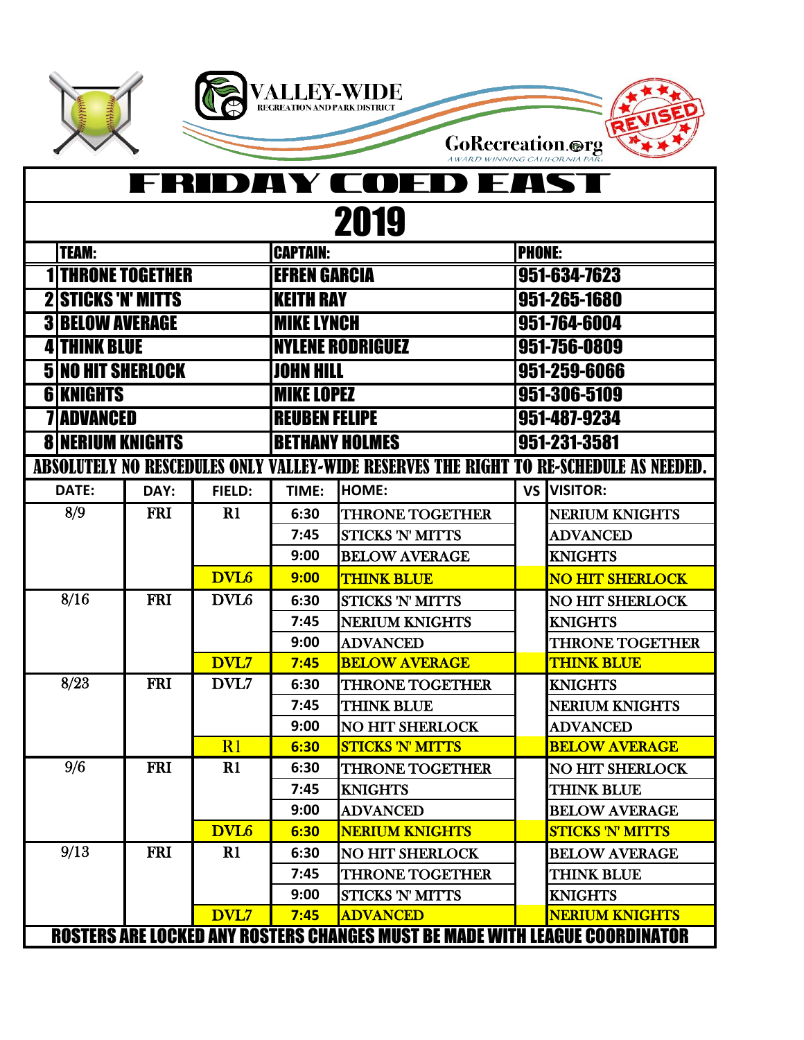VALLEY-WIDE
RECREATION AND PARK DISTRICT

GoRecreation.org
AWARD WINNING CALIFORNIA PARK

REVISED

# FRIDAY COED EAST

## 2019

| | TEAM: | CAPTAIN: | PHONE: |
|---|---|---|---|
| 1 | THRONE TOGETHER | EFREN GARCIA | 951-634-7623 |
| 2 | STICKS 'N' MITTS | KEITH RAY | 951-265-1680 |
| 3 | BELOW AVERAGE | MIKE LYNCH | 951-764-6004 |
| 4 | THINK BLUE | NYLENE RODRIGUEZ | 951-756-0809 |
| 5 | NO HIT SHERLOCK | JOHN HILL | 951-259-6066 |
| 6 | KNIGHTS | MIKE LOPEZ | 951-306-5109 |
| 7 | ADVANCED | REUBEN FELIPE | 951-487-9234 |
| 8 | NERIUM KNIGHTS | BETHANY HOLMES | 951-231-3581 |

**ABSOLUTELY NO RESCEDULES ONLY VALLEY-WIDE RESERVES THE RIGHT TO RE-SCHEDULE AS NEEDED.**

| DATE: | DAY: | FIELD: | TIME: | HOME: | VS | VISITOR: |
|---|---|---|---|---|---|---|
| 8/9 | FRI | R1 | 6:30 | THRONE TOGETHER | | NERIUM KNIGHTS |
| | | | 7:45 | STICKS 'N' MITTS | | ADVANCED |
| | | | 9:00 | BELOW AVERAGE | | KNIGHTS |
| | | DVL6 | 9:00 | THINK BLUE | | NO HIT SHERLOCK |
| 8/16 | FRI | DVL6 | 6:30 | STICKS 'N' MITTS | | NO HIT SHERLOCK |
| | | | 7:45 | NERIUM KNIGHTS | | KNIGHTS |
| | | | 9:00 | ADVANCED | | THRONE TOGETHER |
| | | DVL7 | 7:45 | BELOW AVERAGE | | THINK BLUE |
| 8/23 | FRI | DVL7 | 6:30 | THRONE TOGETHER | | KNIGHTS |
| | | | 7:45 | THINK BLUE | | NERIUM KNIGHTS |
| | | | 9:00 | NO HIT SHERLOCK | | ADVANCED |
| | | R1 | 6:30 | STICKS 'N' MITTS | | BELOW AVERAGE |
| 9/6 | FRI | R1 | 6:30 | THRONE TOGETHER | | NO HIT SHERLOCK |
| | | | 7:45 | KNIGHTS | | THINK BLUE |
| | | | 9:00 | ADVANCED | | BELOW AVERAGE |
| | | DVL6 | 6:30 | NERIUM KNIGHTS | | STICKS 'N' MITTS |
| 9/13 | FRI | R1 | 6:30 | NO HIT SHERLOCK | | BELOW AVERAGE |
| | | | 7:45 | THRONE TOGETHER | | THINK BLUE |
| | | | 9:00 | STICKS 'N' MITTS | | KNIGHTS |
| | | DVL7 | 7:45 | ADVANCED | | NERIUM KNIGHTS |

**ROSTERS ARE LOCKED ANY ROSTERS CHANGES MUST BE MADE WITH LEAGUE COORDINATOR**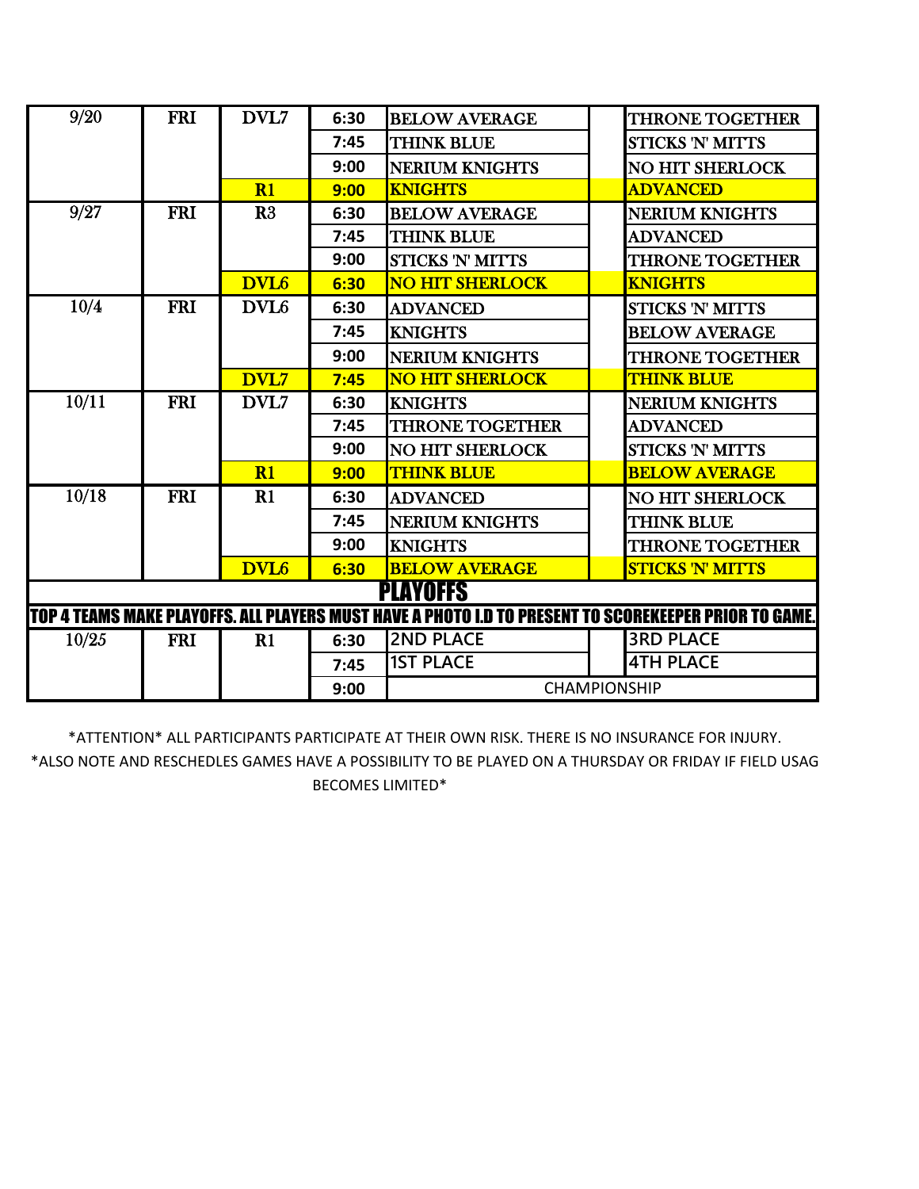| 9/20 | FRI | DVL7 | 6:30 | BELOW AVERAGE | | THRONE TOGETHER |
|---|---|---|---|---|---|---|
| | | | 7:45 | THINK BLUE | | STICKS 'N' MITTS |
| | | | 9:00 | NERIUM KNIGHTS | | NO HIT SHERLOCK |
| | | R1 | 9:00 | KNIGHTS | | ADVANCED |
| 9/27 | FRI | R3 | 6:30 | BELOW AVERAGE | | NERIUM KNIGHTS |
| | | | 7:45 | THINK BLUE | | ADVANCED |
| | | | 9:00 | STICKS 'N' MITTS | | THRONE TOGETHER |
| | | DVL6 | 6:30 | NO HIT SHERLOCK | | KNIGHTS |
| 10/4 | FRI | DVL6 | 6:30 | ADVANCED | | STICKS 'N' MITTS |
| | | | 7:45 | KNIGHTS | | BELOW AVERAGE |
| | | | 9:00 | NERIUM KNIGHTS | | THRONE TOGETHER |
| | | DVL7 | 7:45 | NO HIT SHERLOCK | | THINK BLUE |
| 10/11 | FRI | DVL7 | 6:30 | KNIGHTS | | NERIUM KNIGHTS |
| | | | 7:45 | THRONE TOGETHER | | ADVANCED |
| | | | 9:00 | NO HIT SHERLOCK | | STICKS 'N' MITTS |
| | | R1 | 9:00 | THINK BLUE | | BELOW AVERAGE |
| 10/18 | FRI | R1 | 6:30 | ADVANCED | | NO HIT SHERLOCK |
| | | | 7:45 | NERIUM KNIGHTS | | THINK BLUE |
| | | | 9:00 | KNIGHTS | | THRONE TOGETHER |
| | | DVL6 | 6:30 | BELOW AVERAGE | | STICKS 'N' MITTS |
| **PLAYOFFS** | | | | | | |
| **TOP 4 TEAMS MAKE PLAYOFFS. ALL PLAYERS MUST HAVE A PHOTO I.D TO PRESENT TO SCOREKEEPER PRIOR TO GAME.** | | | | | | |
| 10/25 | FRI | R1 | 6:30 | 2ND PLACE | | 3RD PLACE |
| | | | 7:45 | 1ST PLACE | | 4TH PLACE |
| | | | 9:00 | CHAMPIONSHIP | | |

*ATTENTION* ALL PARTICIPANTS PARTICIPATE AT THEIR OWN RISK. THERE IS NO INSURANCE FOR INJURY.

*ALSO NOTE AND RESCHEDLES GAMES HAVE A POSSIBILITY TO BE PLAYED ON A THURSDAY OR FRIDAY IF FIELD USAG BECOMES LIMITED*